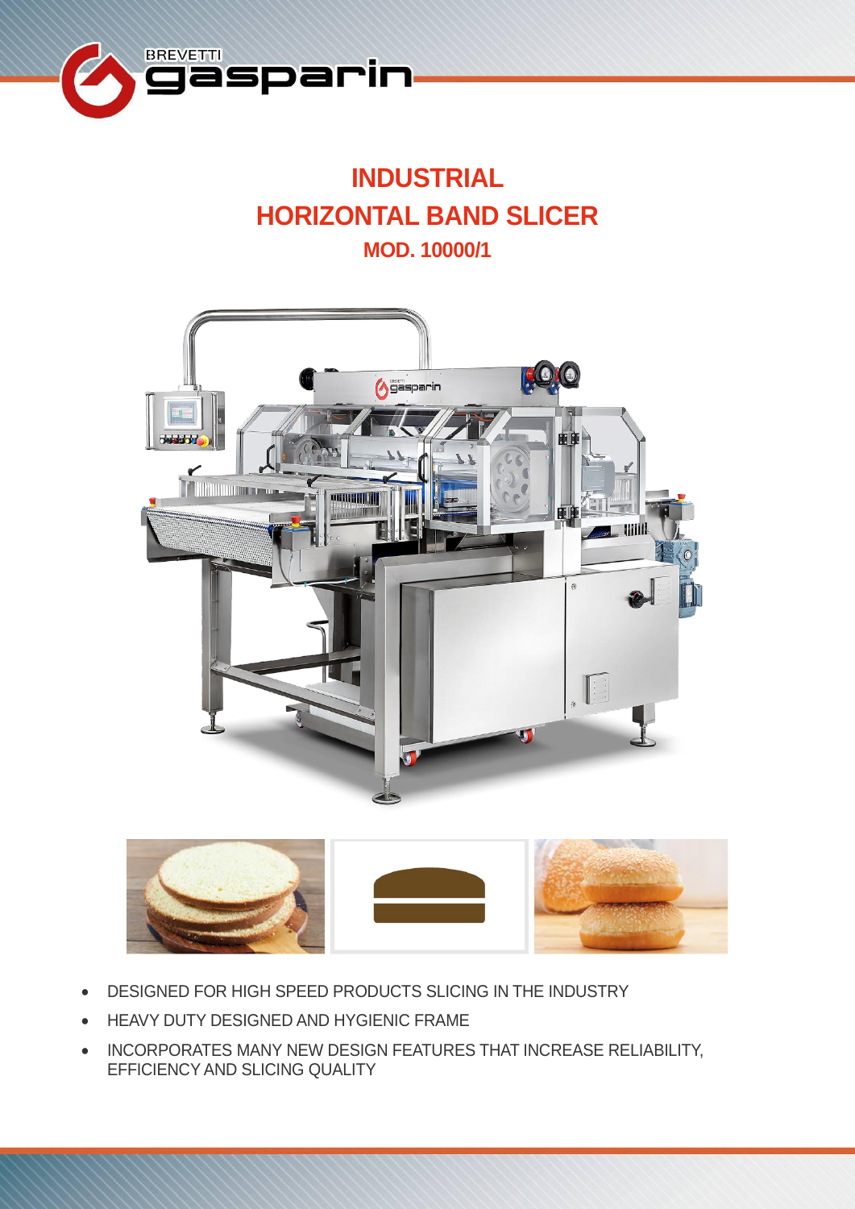# INDUSTRIAL HORIZONTAL BAND SLICER

## MOD. 10000/1

- DESIGNED FOR HIGH SPEED PRODUCTS SLICING IN THE INDUSTRY
- HEAVY DUTY DESIGNED AND HYGIENIC FRAME
- INCORPORATES MANY NEW DESIGN FEATURES THAT INCREASE RELIABILITY, EFFICIENCY AND SLICING QUALITY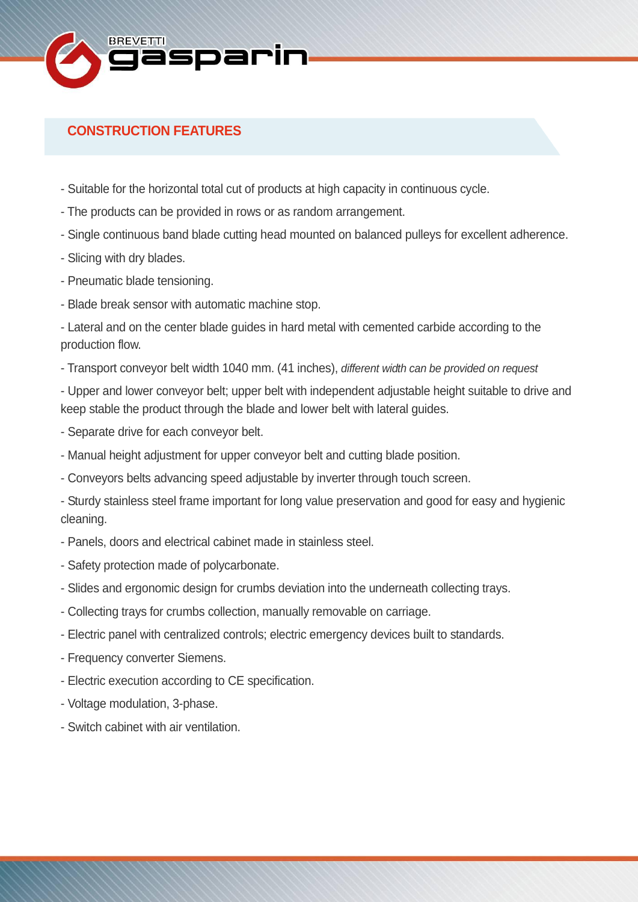## CONSTRUCTION FEATURES

- Suitable for the horizontal total cut of products at high capacity in continuous cycle.
- The products can be provided in rows or as random arrangement.
- Single continuous band blade cutting head mounted on balanced pulleys for excellent adherence.
- Slicing with dry blades.
- Pneumatic blade tensioning.
- Blade break sensor with automatic machine stop.
- Lateral and on the center blade guides in hard metal with cemented carbide according to the production flow.
- Transport conveyor belt width 1040 mm. (41 inches), *different width can be provided on request*
- Upper and lower conveyor belt; upper belt with independent adjustable height suitable to drive and keep stable the product through the blade and lower belt with lateral guides.
- Separate drive for each conveyor belt.
- Manual height adjustment for upper conveyor belt and cutting blade position.
- Conveyors belts advancing speed adjustable by inverter through touch screen.
- Sturdy stainless steel frame important for long value preservation and good for easy and hygienic cleaning.
- Panels, doors and electrical cabinet made in stainless steel.
- Safety protection made of polycarbonate.
- Slides and ergonomic design for crumbs deviation into the underneath collecting trays.
- Collecting trays for crumbs collection, manually removable on carriage.
- Electric panel with centralized controls; electric emergency devices built to standards.
- Frequency converter Siemens.
- Electric execution according to CE specification.
- Voltage modulation, 3-phase.
- Switch cabinet with air ventilation.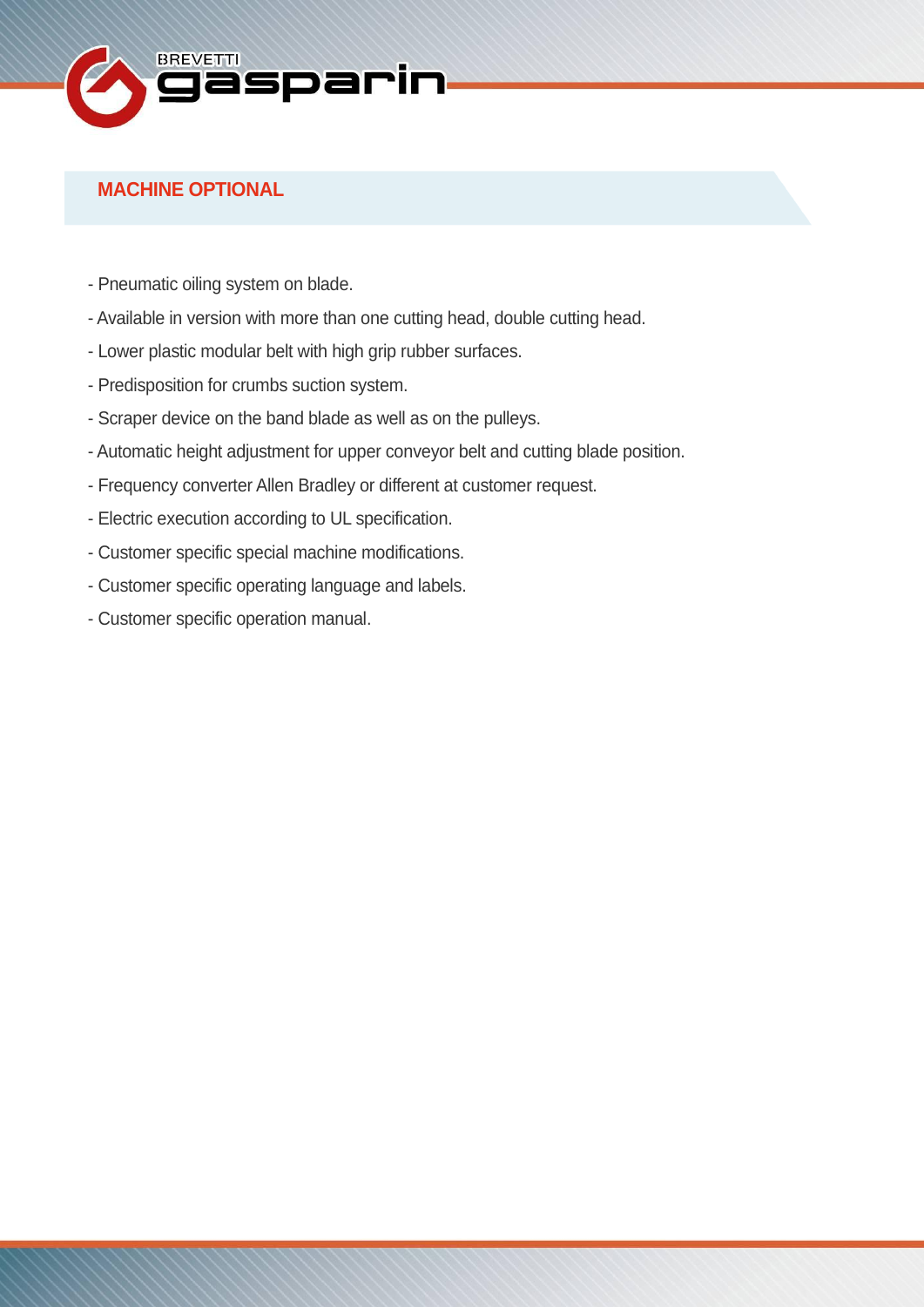## MACHINE OPTIONAL

- Pneumatic oiling system on blade.
- Available in version with more than one cutting head, double cutting head.
- Lower plastic modular belt with high grip rubber surfaces.
- Predisposition for crumbs suction system.
- Scraper device on the band blade as well as on the pulleys.
- Automatic height adjustment for upper conveyor belt and cutting blade position.
- Frequency converter Allen Bradley or different at customer request.
- Electric execution according to UL specification.
- Customer specific special machine modifications.
- Customer specific operating language and labels.
- Customer specific operation manual.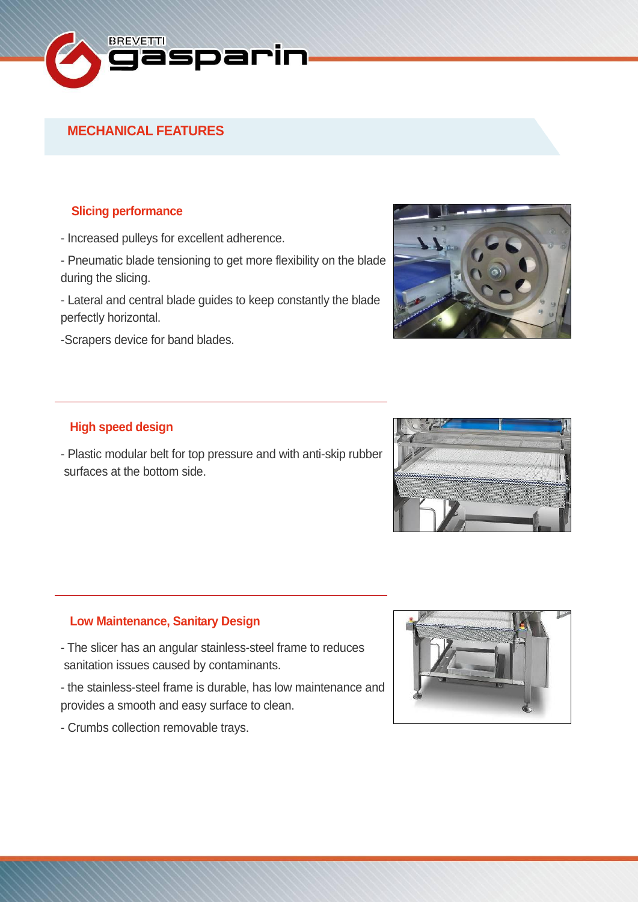## MECHANICAL FEATURES

### Slicing performance

- Increased pulleys for excellent adherence.
- Pneumatic blade tensioning to get more flexibility on the blade during the slicing.
- Lateral and central blade guides to keep constantly the blade perfectly horizontal.
-Scrapers device for band blades.

### High speed design

- Plastic modular belt for top pressure and with anti-skip rubber surfaces at the bottom side.

### Low Maintenance, Sanitary Design

- The slicer has an angular stainless-steel frame to reduces sanitation issues caused by contaminants.
- the stainless-steel frame is durable, has low maintenance and provides a smooth and easy surface to clean.
- Crumbs collection removable trays.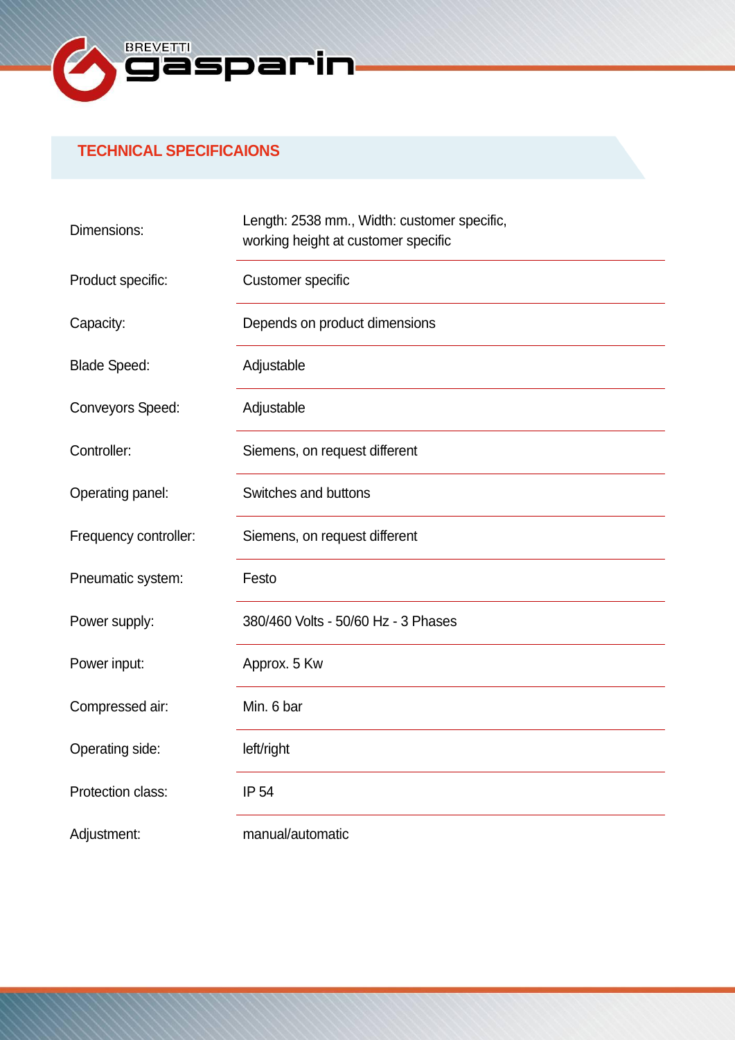## TECHNICAL SPECIFICAIONS

| | |
|---|---|
| Dimensions: | Length: 2538 mm., Width: customer specific, working height at customer specific |
| Product specific: | Customer specific |
| Capacity: | Depends on product dimensions |
| Blade Speed: | Adjustable |
| Conveyors Speed: | Adjustable |
| Controller: | Siemens, on request different |
| Operating panel: | Switches and buttons |
| Frequency controller: | Siemens, on request different |
| Pneumatic system: | Festo |
| Power supply: | 380/460 Volts - 50/60 Hz - 3 Phases |
| Power input: | Approx. 5 Kw |
| Compressed air: | Min. 6 bar |
| Operating side: | left/right |
| Protection class: | IP 54 |
| Adjustment: | manual/automatic |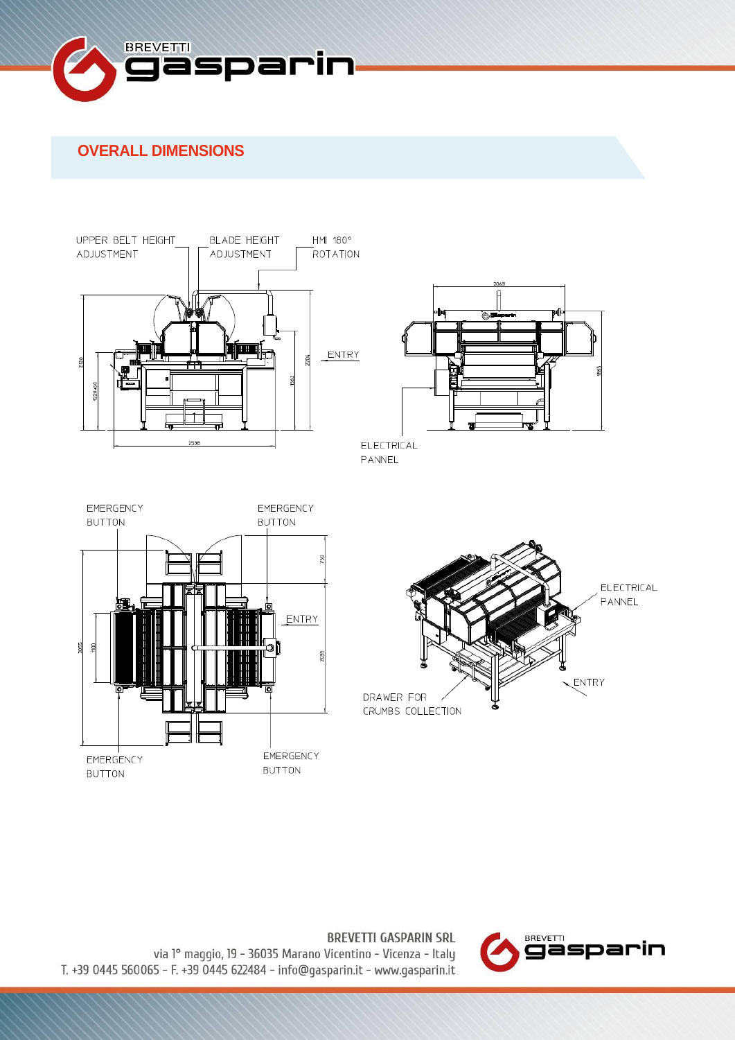## OVERALL DIMENSIONS

UPPER BELT HEIGHT ADJUSTMENT

BLADE HEIGHT ADJUSTMENT

HMI 180° ROTATION

ENTRY

2126

1220±50

2204

1562

2538

2069

1665

ELECTRICAL PANNEL

EMERGENCY BUTTON

EMERGENCY BUTTON

750

ENTRY

3055

1100

2035

EMERGENCY BUTTON

EMERGENCY BUTTON

ELECTRICAL PANNEL

ENTRY

DRAWER FOR CRUMBS COLLECTION

BREVETTI GASPARIN SRL
via 1° maggio, 19 - 36035 Marano Vicentino - Vicenza - Italy
T. +39 0445 560065 - F. +39 0445 622484 - info@gasparin.it - www.gasparin.it